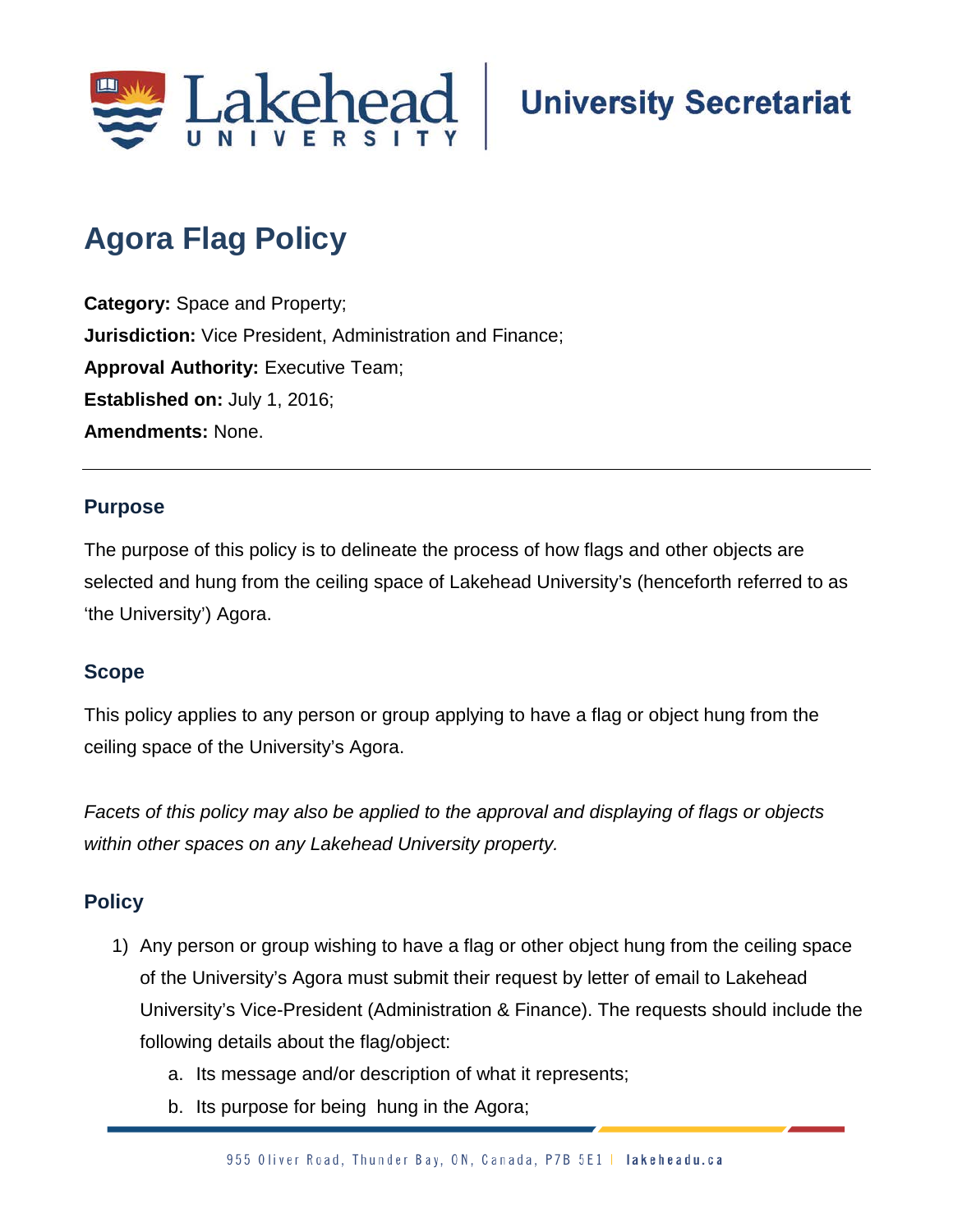University Secretariat

# Agora Flag Policy

**Category:** Space and Property;
**Jurisdiction:** Vice President, Administration and Finance;
**Approval Authority:** Executive Team;
**Established on:** July 1, 2016;
**Amendments:** None.

---

## Purpose

The purpose of this policy is to delineate the process of how flags and other objects are selected and hung from the ceiling space of Lakehead University's (henceforth referred to as 'the University') Agora.

## Scope

This policy applies to any person or group applying to have a flag or object hung from the ceiling space of the University's Agora.

*Facets of this policy may also be applied to the approval and displaying of flags or objects within other spaces on any Lakehead University property.*

## Policy

1) Any person or group wishing to have a flag or other object hung from the ceiling space of the University's Agora must submit their request by letter of email to Lakehead University's Vice-President (Administration & Finance). The requests should include the following details about the flag/object:
    a. Its message and/or description of what it represents;
    b. Its purpose for being hung in the Agora;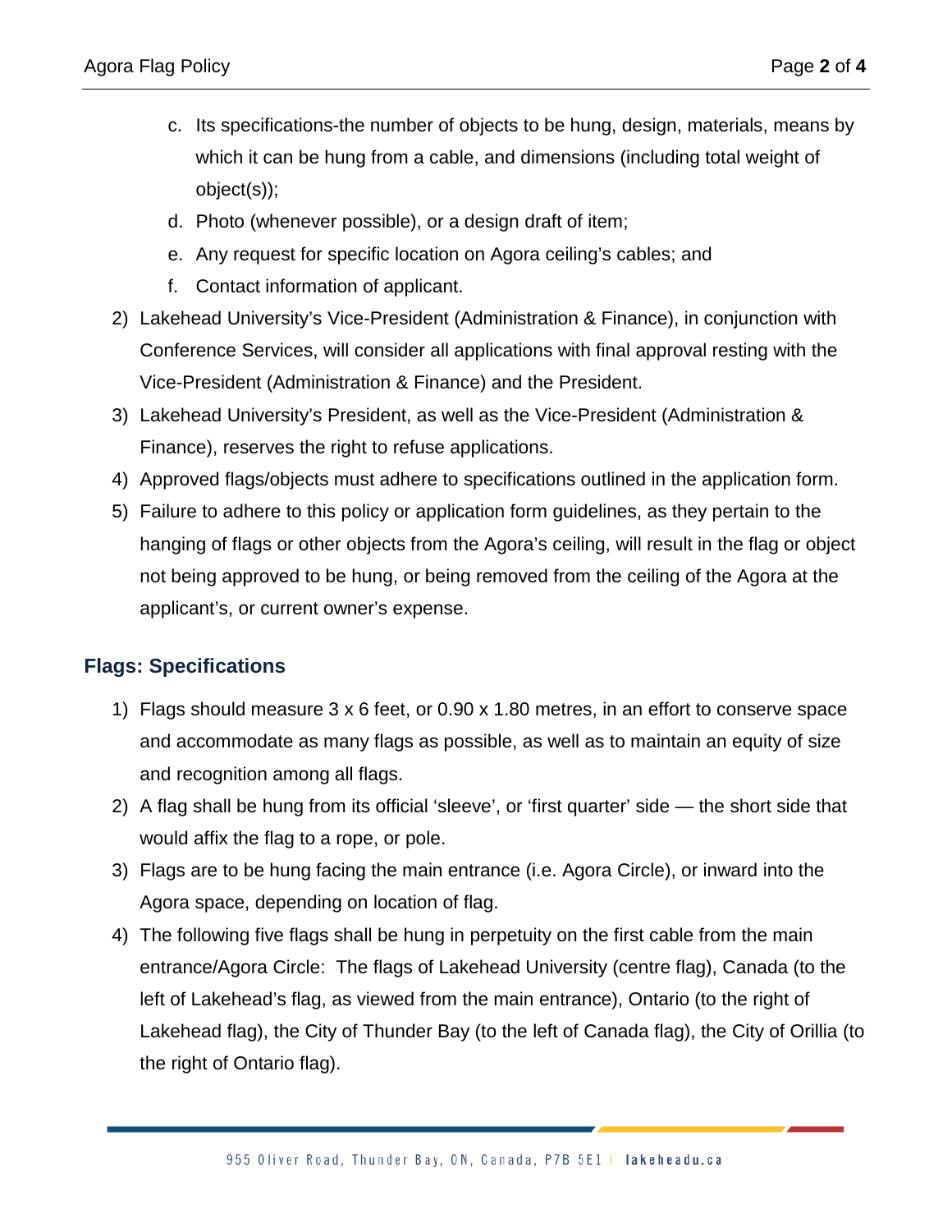c. Its specifications-the number of objects to be hung, design, materials, means by which it can be hung from a cable, and dimensions (including total weight of object(s));
d. Photo (whenever possible), or a design draft of item;
e. Any request for specific location on Agora ceiling's cables; and
f. Contact information of applicant.

2) Lakehead University's Vice-President (Administration & Finance), in conjunction with Conference Services, will consider all applications with final approval resting with the Vice-President (Administration & Finance) and the President.
3) Lakehead University's President, as well as the Vice-President (Administration & Finance), reserves the right to refuse applications.
4) Approved flags/objects must adhere to specifications outlined in the application form.
5) Failure to adhere to this policy or application form guidelines, as they pertain to the hanging of flags or other objects from the Agora's ceiling, will result in the flag or object not being approved to be hung, or being removed from the ceiling of the Agora at the applicant's, or current owner's expense.

## Flags: Specifications

1) Flags should measure 3 x 6 feet, or 0.90 x 1.80 metres, in an effort to conserve space and accommodate as many flags as possible, as well as to maintain an equity of size and recognition among all flags.
2) A flag shall be hung from its official 'sleeve', or 'first quarter' side — the short side that would affix the flag to a rope, or pole.
3) Flags are to be hung facing the main entrance (i.e. Agora Circle), or inward into the Agora space, depending on location of flag.
4) The following five flags shall be hung in perpetuity on the first cable from the main entrance/Agora Circle: The flags of Lakehead University (centre flag), Canada (to the left of Lakehead's flag, as viewed from the main entrance), Ontario (to the right of Lakehead flag), the City of Thunder Bay (to the left of Canada flag), the City of Orillia (to the right of Ontario flag).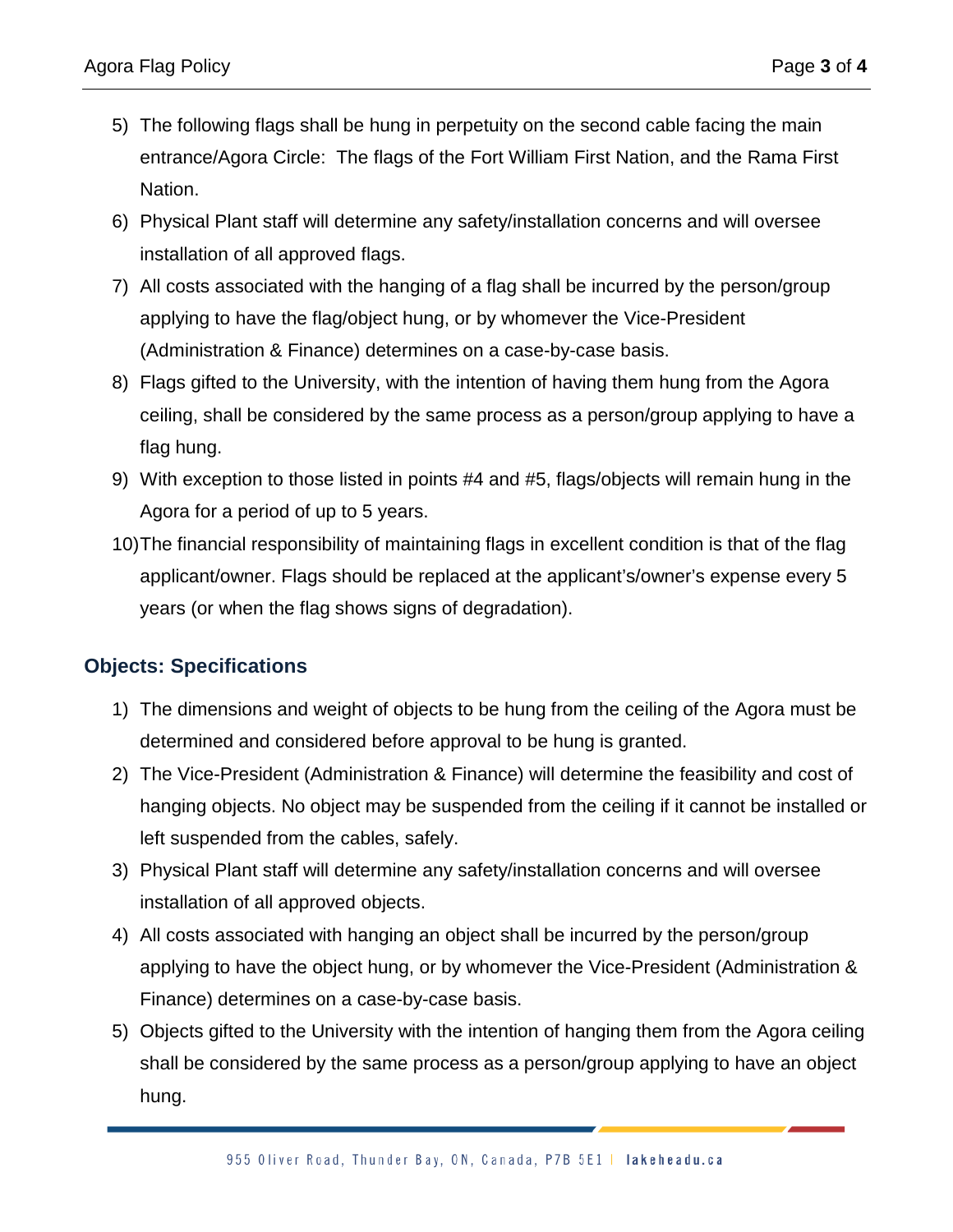5) The following flags shall be hung in perpetuity on the second cable facing the main entrance/Agora Circle: The flags of the Fort William First Nation, and the Rama First Nation.
6) Physical Plant staff will determine any safety/installation concerns and will oversee installation of all approved flags.
7) All costs associated with the hanging of a flag shall be incurred by the person/group applying to have the flag/object hung, or by whomever the Vice-President (Administration & Finance) determines on a case-by-case basis.
8) Flags gifted to the University, with the intention of having them hung from the Agora ceiling, shall be considered by the same process as a person/group applying to have a flag hung.
9) With exception to those listed in points #4 and #5, flags/objects will remain hung in the Agora for a period of up to 5 years.
10) The financial responsibility of maintaining flags in excellent condition is that of the flag applicant/owner. Flags should be replaced at the applicant's/owner's expense every 5 years (or when the flag shows signs of degradation).

## Objects: Specifications

1) The dimensions and weight of objects to be hung from the ceiling of the Agora must be determined and considered before approval to be hung is granted.
2) The Vice-President (Administration & Finance) will determine the feasibility and cost of hanging objects. No object may be suspended from the ceiling if it cannot be installed or left suspended from the cables, safely.
3) Physical Plant staff will determine any safety/installation concerns and will oversee installation of all approved objects.
4) All costs associated with hanging an object shall be incurred by the person/group applying to have the object hung, or by whomever the Vice-President (Administration & Finance) determines on a case-by-case basis.
5) Objects gifted to the University with the intention of hanging them from the Agora ceiling shall be considered by the same process as a person/group applying to have an object hung.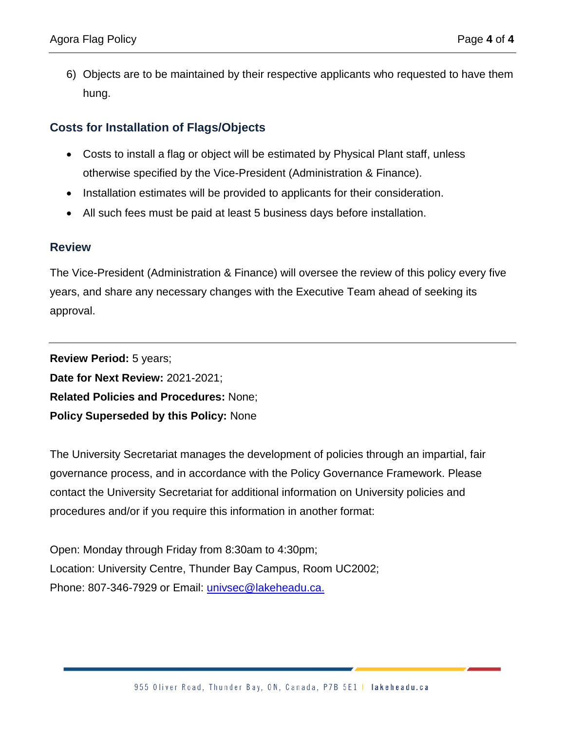6) Objects are to be maintained by their respective applicants who requested to have them hung.

## Costs for Installation of Flags/Objects

- Costs to install a flag or object will be estimated by Physical Plant staff, unless otherwise specified by the Vice-President (Administration & Finance).
- Installation estimates will be provided to applicants for their consideration.
- All such fees must be paid at least 5 business days before installation.

## Review

The Vice-President (Administration & Finance) will oversee the review of this policy every five years, and share any necessary changes with the Executive Team ahead of seeking its approval.

---

**Review Period:** 5 years;
**Date for Next Review:** 2021-2021;
**Related Policies and Procedures:** None;
**Policy Superseded by this Policy:** None

The University Secretariat manages the development of policies through an impartial, fair governance process, and in accordance with the Policy Governance Framework. Please contact the University Secretariat for additional information on University policies and procedures and/or if you require this information in another format:

Open: Monday through Friday from 8:30am to 4:30pm;
Location: University Centre, Thunder Bay Campus, Room UC2002;
Phone: 807-346-7929 or Email: univsec@lakeheadu.ca.